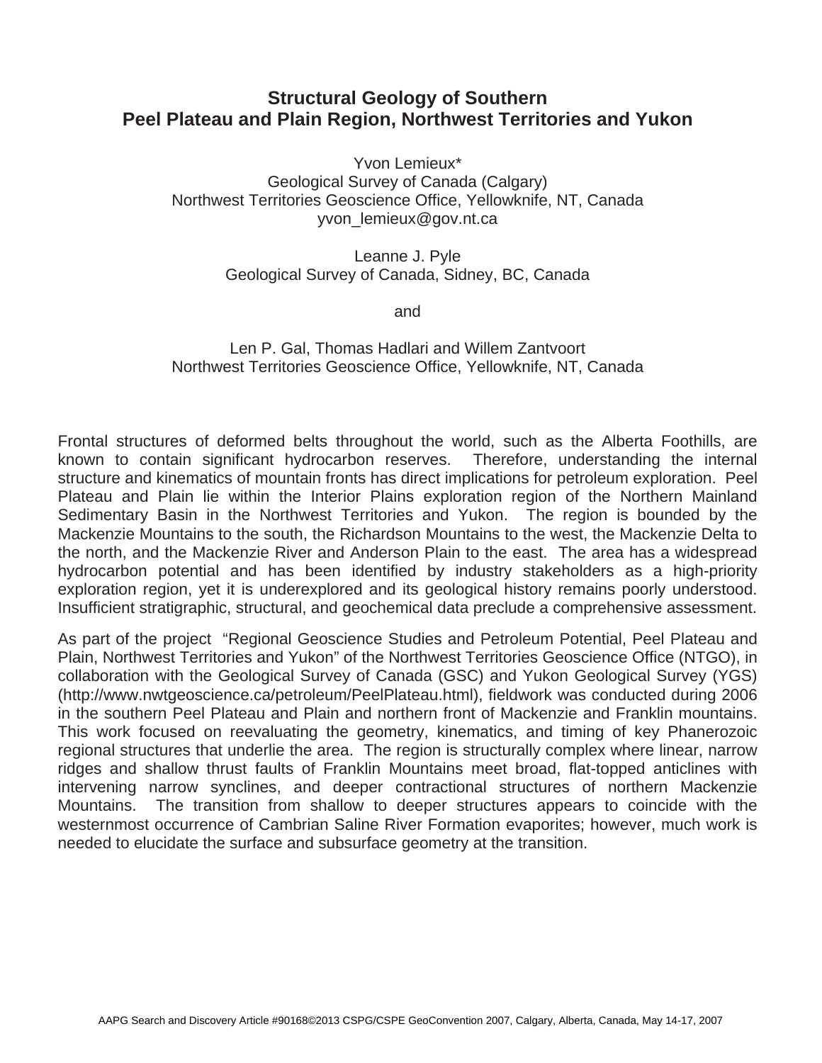# Structural Geology of Southern Peel Plateau and Plain Region, Northwest Territories and Yukon

Yvon Lemieux*
Geological Survey of Canada (Calgary)
Northwest Territories Geoscience Office, Yellowknife, NT, Canada
yvon_lemieux@gov.nt.ca

Leanne J. Pyle
Geological Survey of Canada, Sidney, BC, Canada

and

Len P. Gal, Thomas Hadlari and Willem Zantvoort
Northwest Territories Geoscience Office, Yellowknife, NT, Canada

Frontal structures of deformed belts throughout the world, such as the Alberta Foothills, are known to contain significant hydrocarbon reserves. Therefore, understanding the internal structure and kinematics of mountain fronts has direct implications for petroleum exploration. Peel Plateau and Plain lie within the Interior Plains exploration region of the Northern Mainland Sedimentary Basin in the Northwest Territories and Yukon. The region is bounded by the Mackenzie Mountains to the south, the Richardson Mountains to the west, the Mackenzie Delta to the north, and the Mackenzie River and Anderson Plain to the east. The area has a widespread hydrocarbon potential and has been identified by industry stakeholders as a high-priority exploration region, yet it is underexplored and its geological history remains poorly understood. Insufficient stratigraphic, structural, and geochemical data preclude a comprehensive assessment.

As part of the project "Regional Geoscience Studies and Petroleum Potential, Peel Plateau and Plain, Northwest Territories and Yukon" of the Northwest Territories Geoscience Office (NTGO), in collaboration with the Geological Survey of Canada (GSC) and Yukon Geological Survey (YGS) (http://www.nwtgeoscience.ca/petroleum/PeelPlateau.html), fieldwork was conducted during 2006 in the southern Peel Plateau and Plain and northern front of Mackenzie and Franklin mountains. This work focused on reevaluating the geometry, kinematics, and timing of key Phanerozoic regional structures that underlie the area. The region is structurally complex where linear, narrow ridges and shallow thrust faults of Franklin Mountains meet broad, flat-topped anticlines with intervening narrow synclines, and deeper contractional structures of northern Mackenzie Mountains. The transition from shallow to deeper structures appears to coincide with the westernmost occurrence of Cambrian Saline River Formation evaporites; however, much work is needed to elucidate the surface and subsurface geometry at the transition.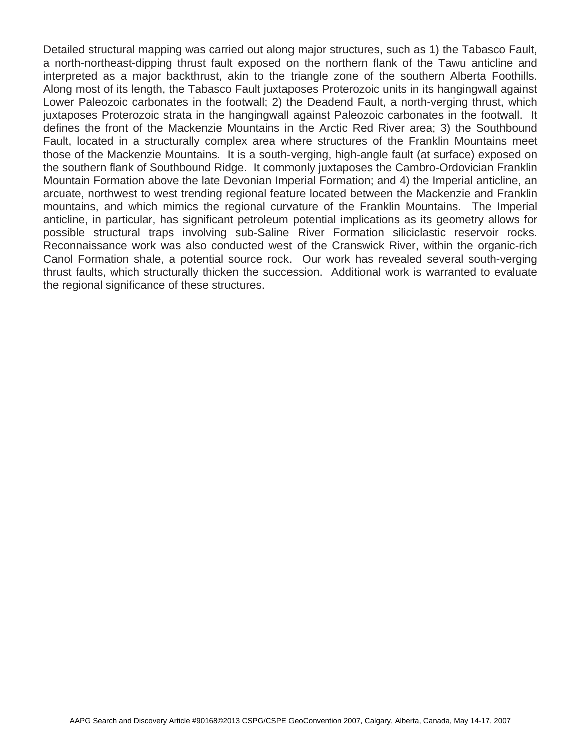Detailed structural mapping was carried out along major structures, such as 1) the Tabasco Fault, a north-northeast-dipping thrust fault exposed on the northern flank of the Tawu anticline and interpreted as a major backthrust, akin to the triangle zone of the southern Alberta Foothills. Along most of its length, the Tabasco Fault juxtaposes Proterozoic units in its hangingwall against Lower Paleozoic carbonates in the footwall; 2) the Deadend Fault, a north-verging thrust, which juxtaposes Proterozoic strata in the hangingwall against Paleozoic carbonates in the footwall. It defines the front of the Mackenzie Mountains in the Arctic Red River area; 3) the Southbound Fault, located in a structurally complex area where structures of the Franklin Mountains meet those of the Mackenzie Mountains. It is a south-verging, high-angle fault (at surface) exposed on the southern flank of Southbound Ridge. It commonly juxtaposes the Cambro-Ordovician Franklin Mountain Formation above the late Devonian Imperial Formation; and 4) the Imperial anticline, an arcuate, northwest to west trending regional feature located between the Mackenzie and Franklin mountains, and which mimics the regional curvature of the Franklin Mountains. The Imperial anticline, in particular, has significant petroleum potential implications as its geometry allows for possible structural traps involving sub-Saline River Formation siliciclastic reservoir rocks. Reconnaissance work was also conducted west of the Cranswick River, within the organic-rich Canol Formation shale, a potential source rock. Our work has revealed several south-verging thrust faults, which structurally thicken the succession. Additional work is warranted to evaluate the regional significance of these structures.